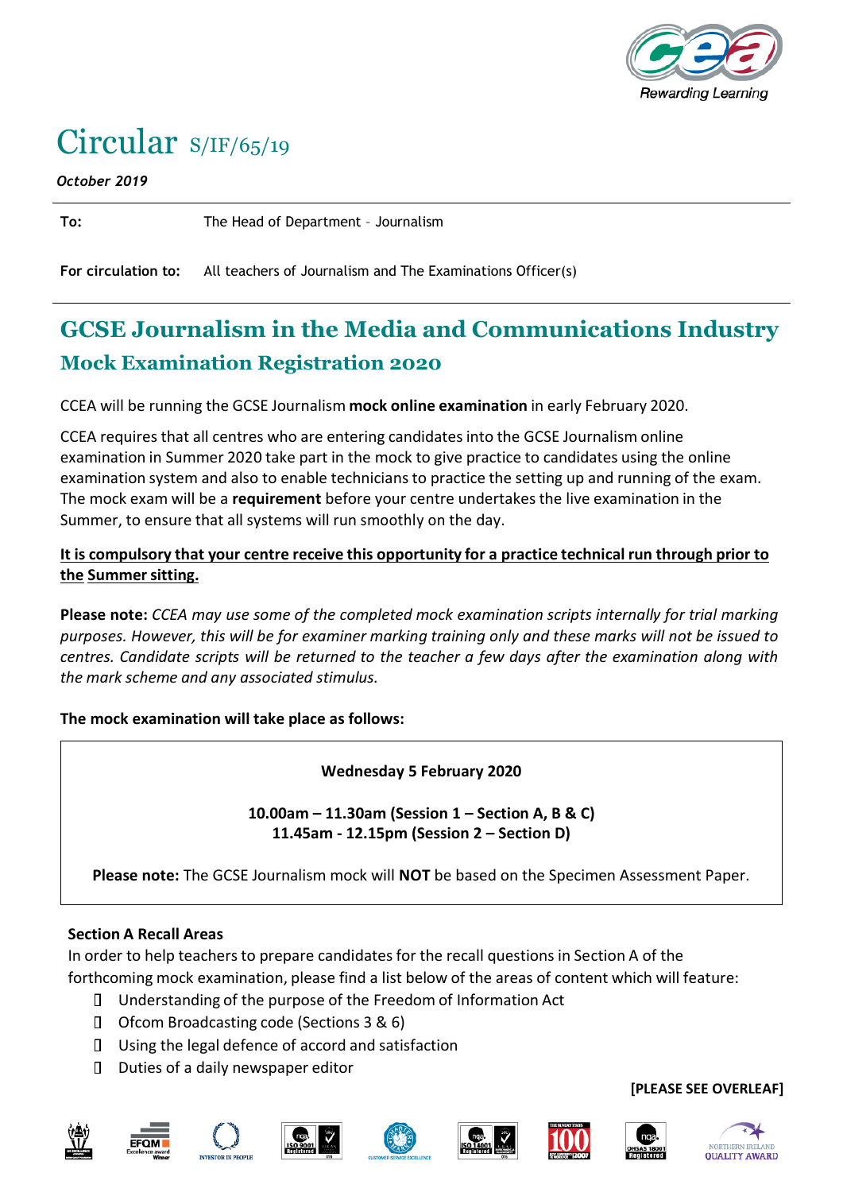# Circular S/IF/65/19

*October 2019*

**To:** The Head of Department – Journalism

**For circulation to:** All teachers of Journalism and The Examinations Officer(s)

## GCSE Journalism in the Media and Communications Industry

### Mock Examination Registration 2020

CCEA will be running the GCSE Journalism **mock online examination** in early February 2020.

CCEA requires that all centres who are entering candidates into the GCSE Journalism online examination in Summer 2020 take part in the mock to give practice to candidates using the online examination system and also to enable technicians to practice the setting up and running of the exam. The mock exam will be a **requirement** before your centre undertakes the live examination in the Summer, to ensure that all systems will run smoothly on the day.

**It is compulsory that your centre receive this opportunity for a practice technical run through prior to the Summer sitting.**

**Please note:** *CCEA may use some of the completed mock examination scripts internally for trial marking purposes. However, this will be for examiner marking training only and these marks will not be issued to centres. Candidate scripts will be returned to the teacher a few days after the examination along with the mark scheme and any associated stimulus.*

**The mock examination will take place as follows:**

**Wednesday 5 February 2020**

**10.00am – 11.30am (Session 1 – Section A, B & C)**
**11.45am - 12.15pm (Session 2 – Section D)**

**Please note:** The GCSE Journalism mock will **NOT** be based on the Specimen Assessment Paper.

**Section A Recall Areas**

In order to help teachers to prepare candidates for the recall questions in Section A of the forthcoming mock examination, please find a list below of the areas of content which will feature:

- Understanding of the purpose of the Freedom of Information Act
- Ofcom Broadcasting code (Sections 3 & 6)
- Using the legal defence of accord and satisfaction
- Duties of a daily newspaper editor

**[PLEASE SEE OVERLEAF]**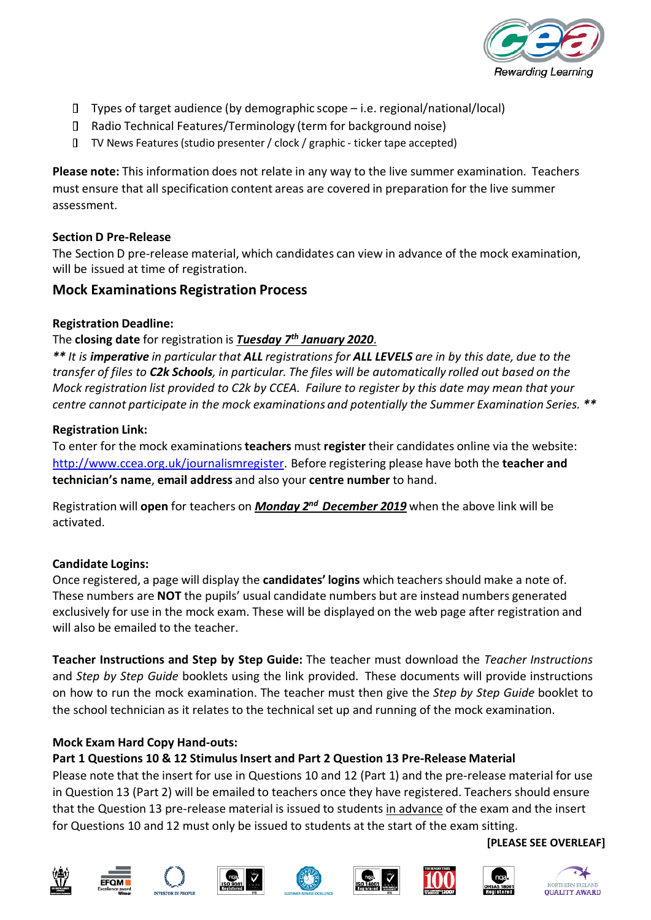- Types of target audience (by demographic scope – i.e. regional/national/local)
- Radio Technical Features/Terminology (term for background noise)
- TV News Features (studio presenter / clock / graphic - ticker tape accepted)

**Please note:** This information does not relate in any way to the live summer examination. Teachers must ensure that all specification content areas are covered in preparation for the live summer assessment.

**Section D Pre-Release**

The Section D pre-release material, which candidates can view in advance of the mock examination, will be issued at time of registration.

## Mock Examinations Registration Process

**Registration Deadline:**

The **closing date** for registration is ***Tuesday 7th January 2020***.

*\*\* It is **imperative** in particular that **ALL** registrations for **ALL LEVELS** are in by this date, due to the transfer of files to **C2k Schools**, in particular. The files will be automatically rolled out based on the Mock registration list provided to C2k by CCEA. Failure to register by this date may mean that your centre cannot participate in the mock examinations and potentially the Summer Examination Series. \*\**

**Registration Link:**

To enter for the mock examinations **teachers** must **register** their candidates online via the website: http://www.ccea.org.uk/journalismregister. Before registering please have both the **teacher and technician's name**, **email address** and also your **centre number** to hand.

Registration will **open** for teachers on ***Monday 2nd December 2019*** when the above link will be activated.

**Candidate Logins:**

Once registered, a page will display the **candidates' logins** which teachers should make a note of. These numbers are **NOT** the pupils' usual candidate numbers but are instead numbers generated exclusively for use in the mock exam. These will be displayed on the web page after registration and will also be emailed to the teacher.

**Teacher Instructions and Step by Step Guide:** The teacher must download the *Teacher Instructions* and *Step by Step Guide* booklets using the link provided. These documents will provide instructions on how to run the mock examination. The teacher must then give the *Step by Step Guide* booklet to the school technician as it relates to the technical set up and running of the mock examination.

**Mock Exam Hard Copy Hand-outs:**

**Part 1 Questions 10 & 12 Stimulus Insert and Part 2 Question 13 Pre-Release Material**

Please note that the insert for use in Questions 10 and 12 (Part 1) and the pre-release material for use in Question 13 (Part 2) will be emailed to teachers once they have registered. Teachers should ensure that the Question 13 pre-release material is issued to students in advance of the exam and the insert for Questions 10 and 12 must only be issued to students at the start of the exam sitting.

**[PLEASE SEE OVERLEAF]**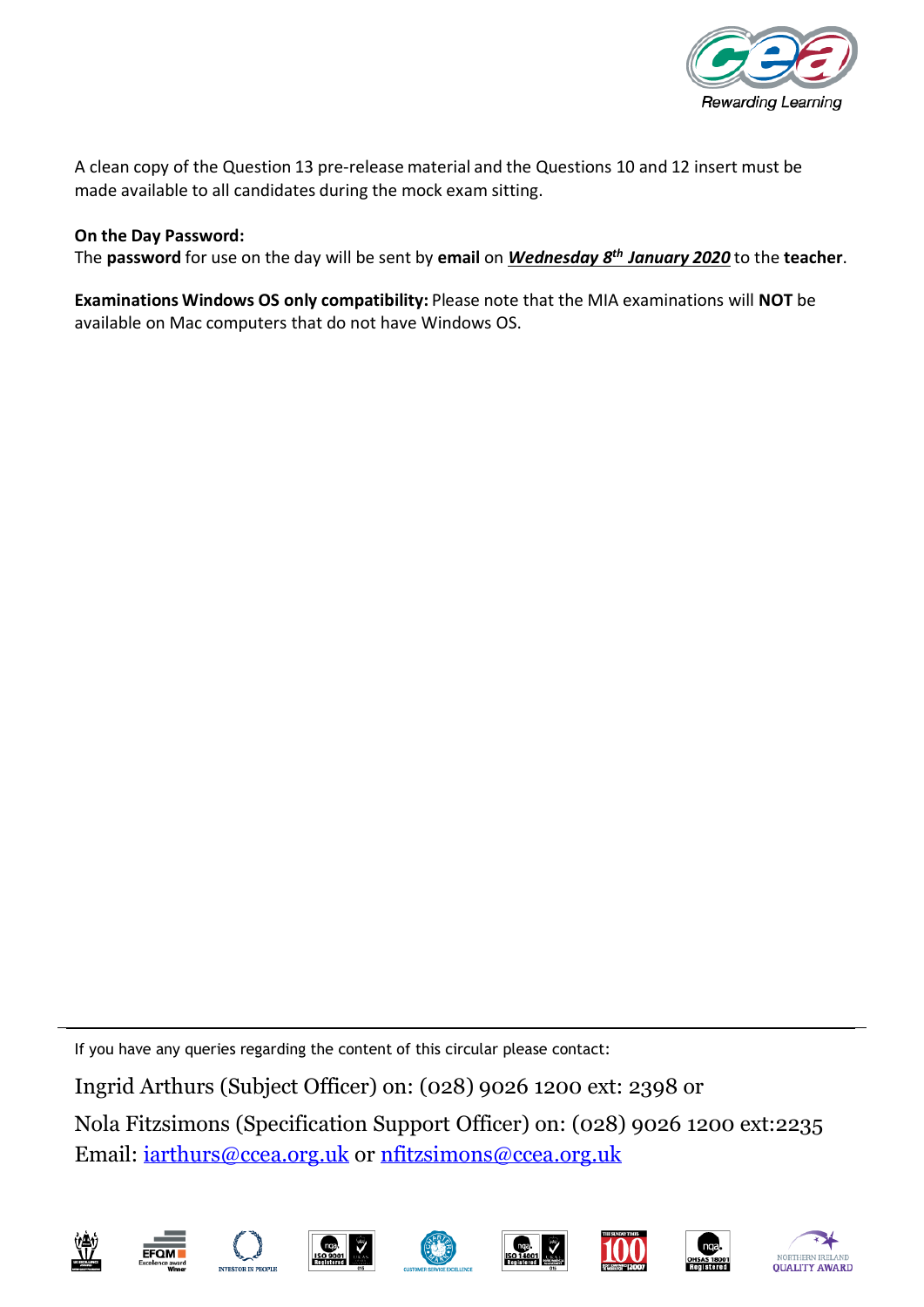A clean copy of the Question 13 pre-release material and the Questions 10 and 12 insert must be made available to all candidates during the mock exam sitting.

**On the Day Password:**
The **password** for use on the day will be sent by **email** on ***Wednesday 8th January 2020*** to the **teacher**.

**Examinations Windows OS only compatibility:** Please note that the MIA examinations will **NOT** be available on Mac computers that do not have Windows OS.

---

If you have any queries regarding the content of this circular please contact:

Ingrid Arthurs (Subject Officer) on: (028) 9026 1200 ext: 2398 or

Nola Fitzsimons (Specification Support Officer) on: (028) 9026 1200 ext:2235
Email: iarthurs@ccea.org.uk or nfitzsimons@ccea.org.uk